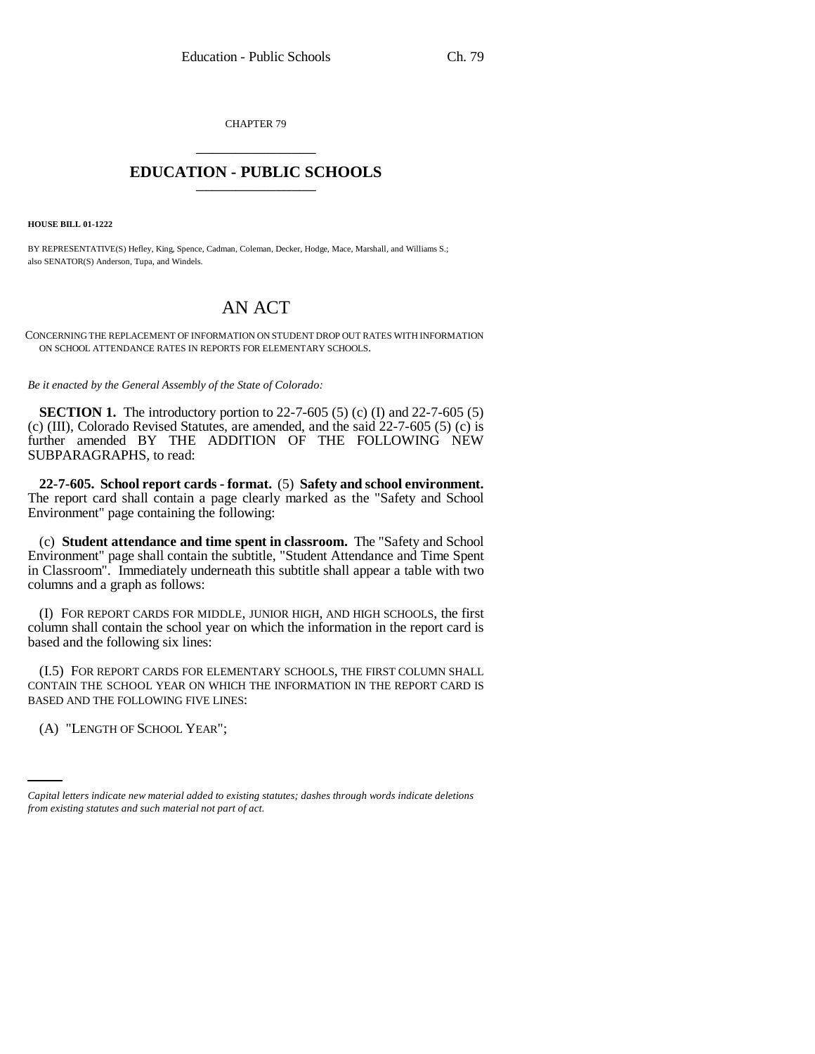CHAPTER 79

# EDUCATION - PUBLIC SCHOOLS

**HOUSE BILL 01-1222**

BY REPRESENTATIVE(S) Hefley, King, Spence, Cadman, Coleman, Decker, Hodge, Mace, Marshall, and Williams S.; also SENATOR(S) Anderson, Tupa, and Windels.

# AN ACT

CONCERNING THE REPLACEMENT OF INFORMATION ON STUDENT DROP OUT RATES WITH INFORMATION ON SCHOOL ATTENDANCE RATES IN REPORTS FOR ELEMENTARY SCHOOLS.

*Be it enacted by the General Assembly of the State of Colorado:*

**SECTION 1.** The introductory portion to 22-7-605 (5) (c) (I) and 22-7-605 (5) (c) (III), Colorado Revised Statutes, are amended, and the said 22-7-605 (5) (c) is further amended BY THE ADDITION OF THE FOLLOWING NEW SUBPARAGRAPHS, to read:

**22-7-605. School report cards - format.** (5) **Safety and school environment.** The report card shall contain a page clearly marked as the "Safety and School Environment" page containing the following:

(c) **Student attendance and time spent in classroom.** The "Safety and School Environment" page shall contain the subtitle, "Student Attendance and Time Spent in Classroom". Immediately underneath this subtitle shall appear a table with two columns and a graph as follows:

(I) FOR REPORT CARDS FOR MIDDLE, JUNIOR HIGH, AND HIGH SCHOOLS, the first column shall contain the school year on which the information in the report card is based and the following six lines:

(I.5) FOR REPORT CARDS FOR ELEMENTARY SCHOOLS, THE FIRST COLUMN SHALL CONTAIN THE SCHOOL YEAR ON WHICH THE INFORMATION IN THE REPORT CARD IS BASED AND THE FOLLOWING FIVE LINES:

(A) "LENGTH OF SCHOOL YEAR";

*Capital letters indicate new material added to existing statutes; dashes through words indicate deletions from existing statutes and such material not part of act.*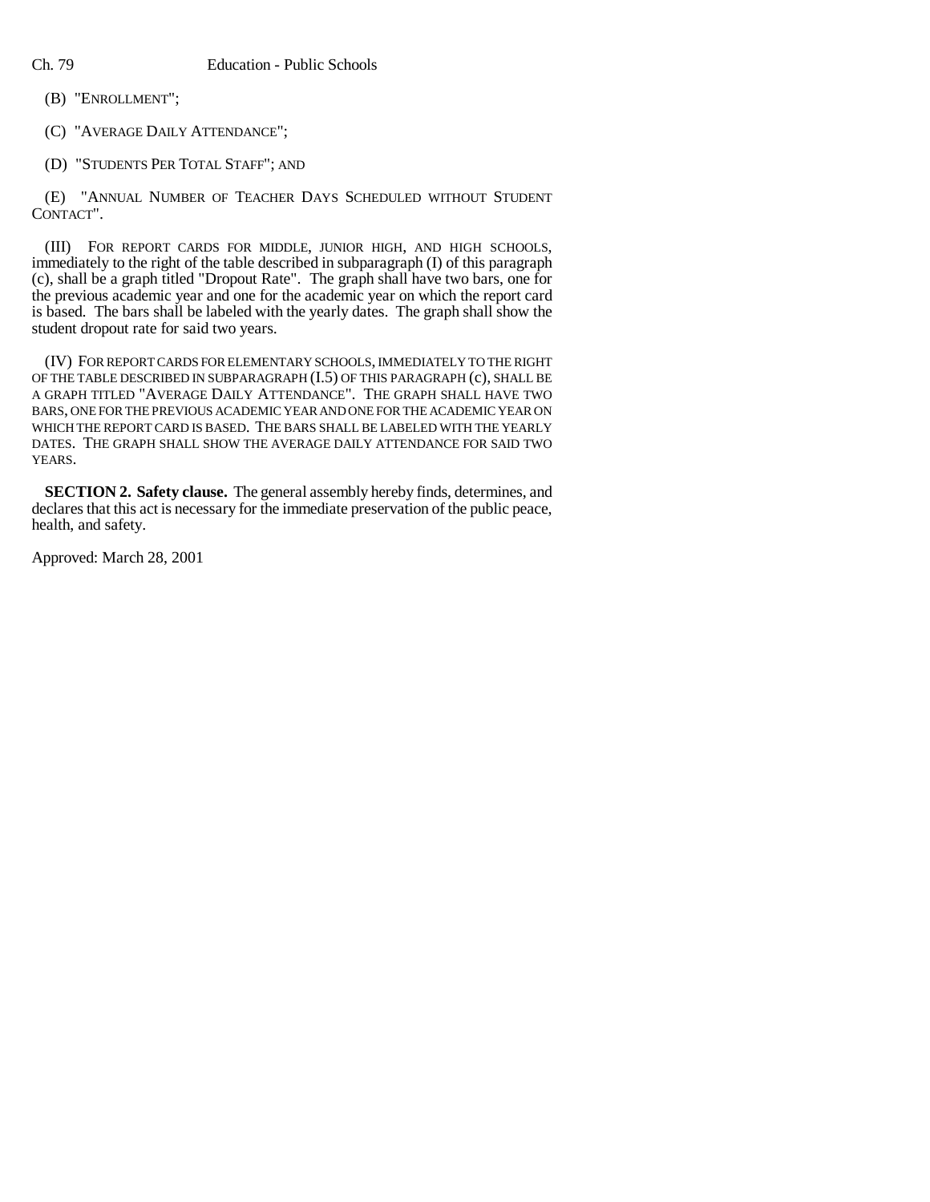(B) "ENROLLMENT";

(C) "AVERAGE DAILY ATTENDANCE";

(D) "STUDENTS PER TOTAL STAFF"; AND

(E) "ANNUAL NUMBER OF TEACHER DAYS SCHEDULED WITHOUT STUDENT CONTACT".

(III) FOR REPORT CARDS FOR MIDDLE, JUNIOR HIGH, AND HIGH SCHOOLS, immediately to the right of the table described in subparagraph (I) of this paragraph (c), shall be a graph titled "Dropout Rate". The graph shall have two bars, one for the previous academic year and one for the academic year on which the report card is based. The bars shall be labeled with the yearly dates. The graph shall show the student dropout rate for said two years.

(IV) FOR REPORT CARDS FOR ELEMENTARY SCHOOLS, IMMEDIATELY TO THE RIGHT OF THE TABLE DESCRIBED IN SUBPARAGRAPH (I.5) OF THIS PARAGRAPH (c), SHALL BE A GRAPH TITLED "AVERAGE DAILY ATTENDANCE". THE GRAPH SHALL HAVE TWO BARS, ONE FOR THE PREVIOUS ACADEMIC YEAR AND ONE FOR THE ACADEMIC YEAR ON WHICH THE REPORT CARD IS BASED. THE BARS SHALL BE LABELED WITH THE YEARLY DATES. THE GRAPH SHALL SHOW THE AVERAGE DAILY ATTENDANCE FOR SAID TWO YEARS.

**SECTION 2. Safety clause.** The general assembly hereby finds, determines, and declares that this act is necessary for the immediate preservation of the public peace, health, and safety.

Approved: March 28, 2001